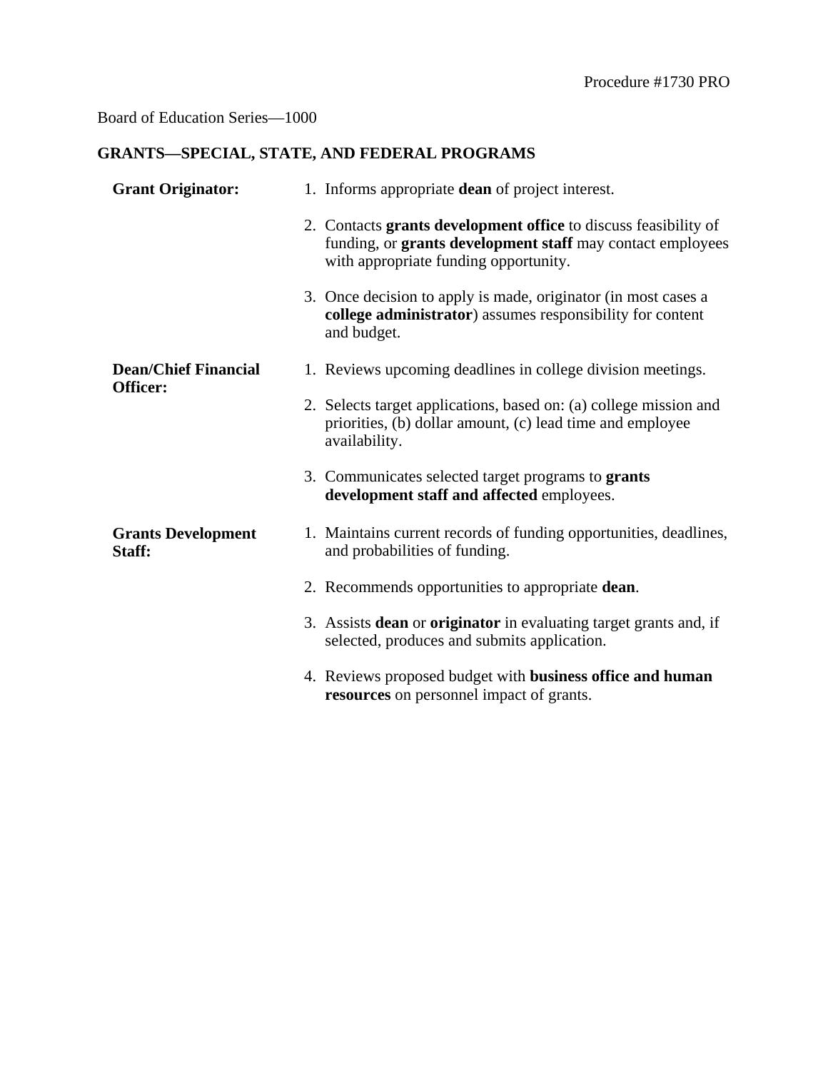Procedure #1730 PRO

Board of Education Series—1000

## GRANTS—SPECIAL, STATE, AND FEDERAL PROGRAMS

**Grant Originator:**

1. Informs appropriate **dean** of project interest.
2. Contacts **grants development office** to discuss feasibility of funding, or **grants development staff** may contact employees with appropriate funding opportunity.
3. Once decision to apply is made, originator (in most cases a **college administrator**) assumes responsibility for content and budget.

**Dean/Chief Financial Officer:**

1. Reviews upcoming deadlines in college division meetings.
2. Selects target applications, based on: (a) college mission and priorities, (b) dollar amount, (c) lead time and employee availability.
3. Communicates selected target programs to **grants development staff and affected** employees.

**Grants Development Staff:**

1. Maintains current records of funding opportunities, deadlines, and probabilities of funding.
2. Recommends opportunities to appropriate **dean**.
3. Assists **dean** or **originator** in evaluating target grants and, if selected, produces and submits application.
4. Reviews proposed budget with **business office and human resources** on personnel impact of grants.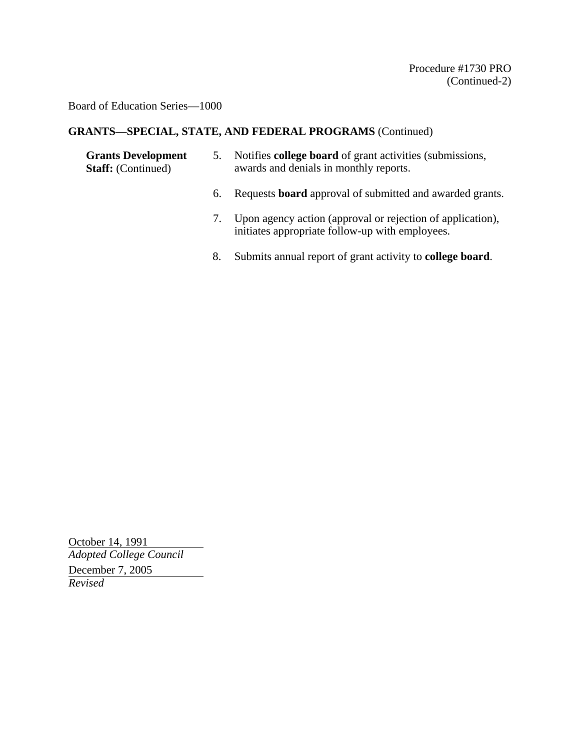Procedure #1730 PRO
(Continued-2)

Board of Education Series—1000

**GRANTS—SPECIAL, STATE, AND FEDERAL PROGRAMS** (Continued)

**Grants Development Staff:** (Continued)

5. Notifies **college board** of grant activities (submissions, awards and denials in monthly reports.

6. Requests **board** approval of submitted and awarded grants.

7. Upon agency action (approval or rejection of application), initiates appropriate follow-up with employees.

8. Submits annual report of grant activity to **college board**.

October 14, 1991
*Adopted College Council*

December 7, 2005
*Revised*